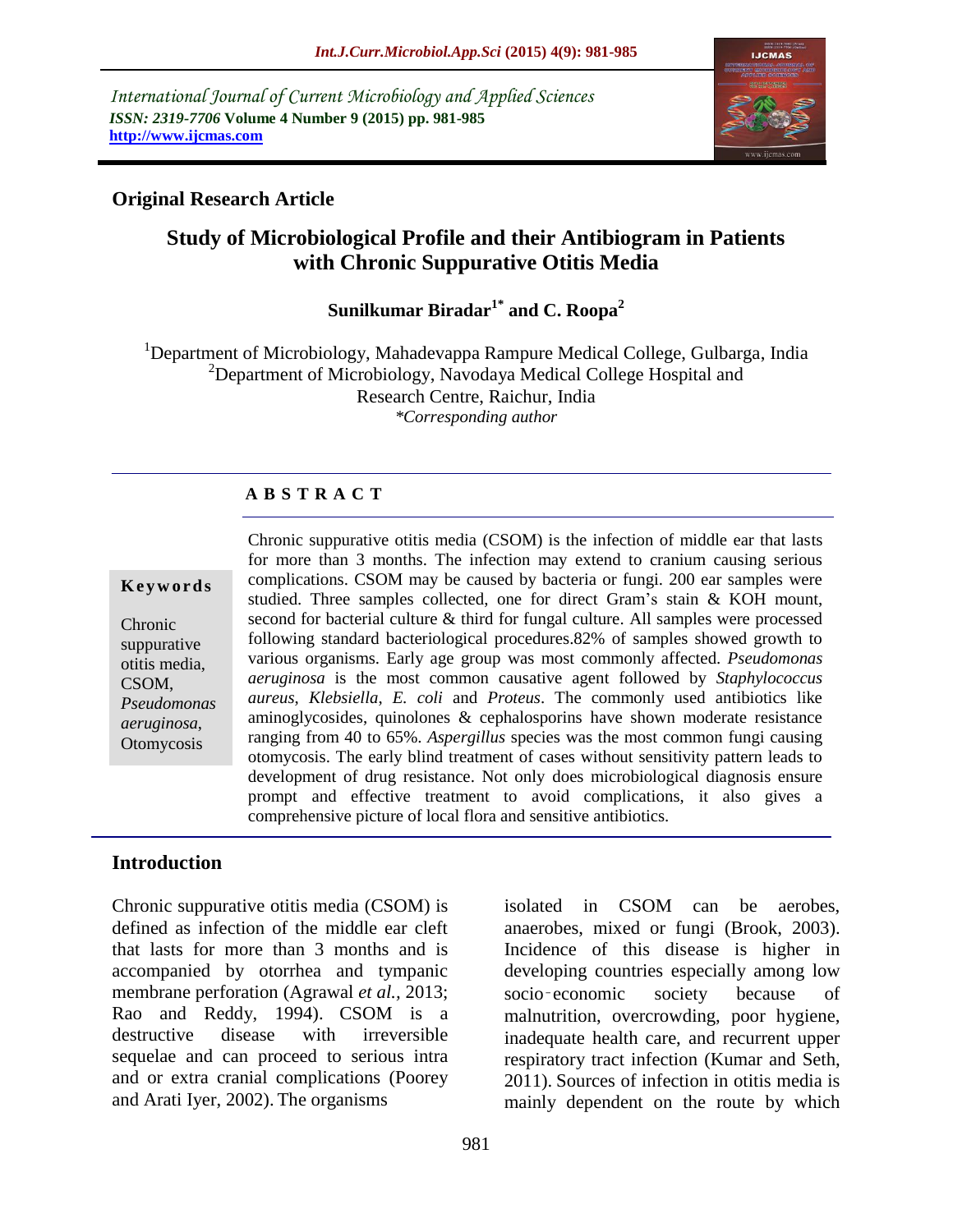International Journal of Current Microbiology and Applied Sciences
*ISSN: 2319-7706* **Volume 4 Number 9 (2015) pp. 981-985**
**http://www.ijcmas.com**

**Original Research Article**

# Study of Microbiological Profile and their Antibiogram in Patients with Chronic Suppurative Otitis Media

**Sunilkumar Biradar[1]* and C. Roopa[2]**

[1]Department of Microbiology, Mahadevappa Rampure Medical College, Gulbarga, India
[2]Department of Microbiology, Navodaya Medical College Hospital and Research Centre, Raichur, India
*\*Corresponding author*

## ABSTRACT

**Keywords**

Chronic suppurative otitis media, CSOM, *Pseudomonas aeruginosa*, Otomycosis

Chronic suppurative otitis media (CSOM) is the infection of middle ear that lasts for more than 3 months. The infection may extend to cranium causing serious complications. CSOM may be caused by bacteria or fungi. 200 ear samples were studied. Three samples collected, one for direct Gram's stain & KOH mount, second for bacterial culture & third for fungal culture. All samples were processed following standard bacteriological procedures.82% of samples showed growth to various organisms. Early age group was most commonly affected. *Pseudomonas aeruginosa* is the most common causative agent followed by *Staphylococcus aureus*, *Klebsiella*, *E. coli* and *Proteus*. The commonly used antibiotics like aminoglycosides, quinolones & cephalosporins have shown moderate resistance ranging from 40 to 65%. *Aspergillus* species was the most common fungi causing otomycosis. The early blind treatment of cases without sensitivity pattern leads to development of drug resistance. Not only does microbiological diagnosis ensure prompt and effective treatment to avoid complications, it also gives a comprehensive picture of local flora and sensitive antibiotics.

## Introduction

Chronic suppurative otitis media (CSOM) is defined as infection of the middle ear cleft that lasts for more than 3 months and is accompanied by otorrhea and tympanic membrane perforation (Agrawal *et al.,* 2013; Rao and Reddy, 1994). CSOM is a destructive disease with irreversible sequelae and can proceed to serious intra and or extra cranial complications (Poorey and Arati Iyer, 2002). The organisms isolated in CSOM can be aerobes, anaerobes, mixed or fungi (Brook, 2003). Incidence of this disease is higher in developing countries especially among low socio-economic society because of malnutrition, overcrowding, poor hygiene, inadequate health care, and recurrent upper respiratory tract infection (Kumar and Seth, 2011). Sources of infection in otitis media is mainly dependent on the route by which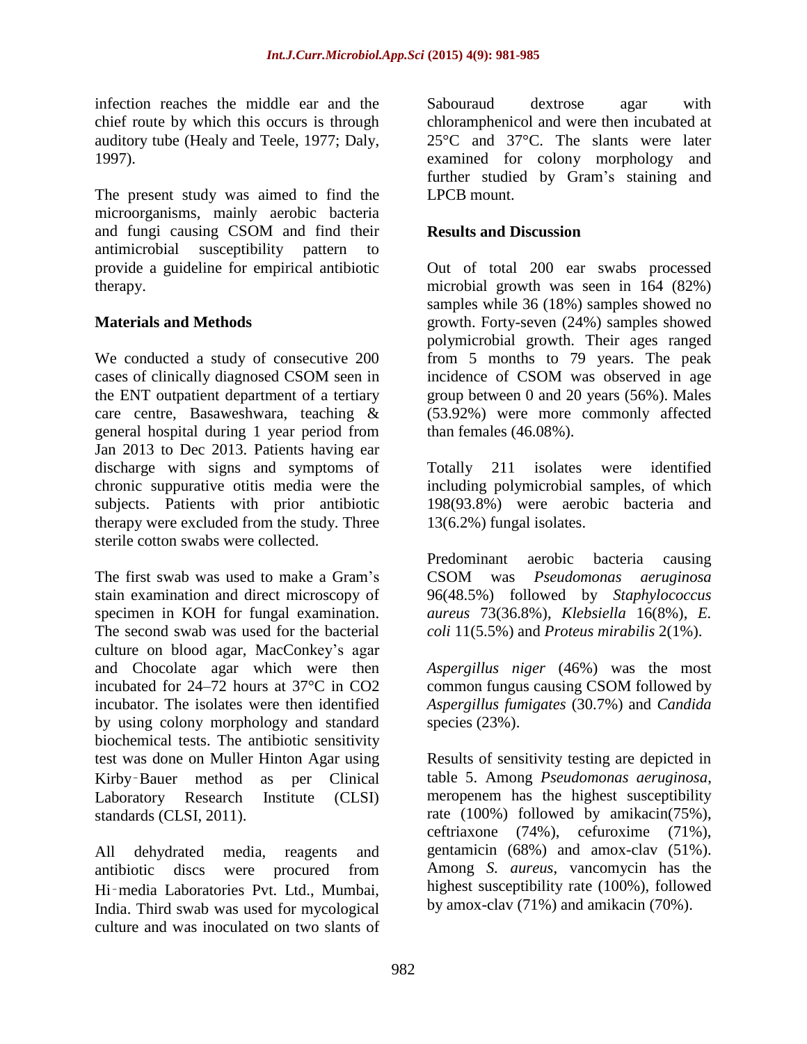infection reaches the middle ear and the chief route by which this occurs is through auditory tube (Healy and Teele, 1977; Daly, 1997).

The present study was aimed to find the microorganisms, mainly aerobic bacteria and fungi causing CSOM and find their antimicrobial susceptibility pattern to provide a guideline for empirical antibiotic therapy.

## Materials and Methods

We conducted a study of consecutive 200 cases of clinically diagnosed CSOM seen in the ENT outpatient department of a tertiary care centre, Basaweshwara, teaching & general hospital during 1 year period from Jan 2013 to Dec 2013. Patients having ear discharge with signs and symptoms of chronic suppurative otitis media were the subjects. Patients with prior antibiotic therapy were excluded from the study. Three sterile cotton swabs were collected.

The first swab was used to make a Gram's stain examination and direct microscopy of specimen in KOH for fungal examination. The second swab was used for the bacterial culture on blood agar, MacConkey's agar and Chocolate agar which were then incubated for 24–72 hours at 37°C in CO2 incubator. The isolates were then identified by using colony morphology and standard biochemical tests. The antibiotic sensitivity test was done on Muller Hinton Agar using Kirby‑Bauer method as per Clinical Laboratory Research Institute (CLSI) standards (CLSI, 2011).

All dehydrated media, reagents and antibiotic discs were procured from Hi‑media Laboratories Pvt. Ltd., Mumbai, India. Third swab was used for mycological culture and was inoculated on two slants of Sabouraud dextrose agar with chloramphenicol and were then incubated at 25°C and 37°C. The slants were later examined for colony morphology and further studied by Gram's staining and LPCB mount.

## Results and Discussion

Out of total 200 ear swabs processed microbial growth was seen in 164 (82%) samples while 36 (18%) samples showed no growth. Forty-seven (24%) samples showed polymicrobial growth. Their ages ranged from 5 months to 79 years. The peak incidence of CSOM was observed in age group between 0 and 20 years (56%). Males (53.92%) were more commonly affected than females (46.08%).

Totally 211 isolates were identified including polymicrobial samples, of which 198(93.8%) were aerobic bacteria and 13(6.2%) fungal isolates.

Predominant aerobic bacteria causing CSOM was *Pseudomonas aeruginosa* 96(48.5%) followed by *Staphylococcus aureus* 73(36.8%), *Klebsiella* 16(8%), *E. coli* 11(5.5%) and *Proteus mirabilis* 2(1%).

*Aspergillus niger* (46%) was the most common fungus causing CSOM followed by *Aspergillus fumigates* (30.7%) and *Candida* species (23%).

Results of sensitivity testing are depicted in table 5. Among *Pseudomonas aeruginosa*, meropenem has the highest susceptibility rate (100%) followed by amikacin(75%), ceftriaxone (74%), cefuroxime (71%), gentamicin (68%) and amox-clav (51%). Among *S. aureus*, vancomycin has the highest susceptibility rate (100%), followed by amox-clav (71%) and amikacin (70%).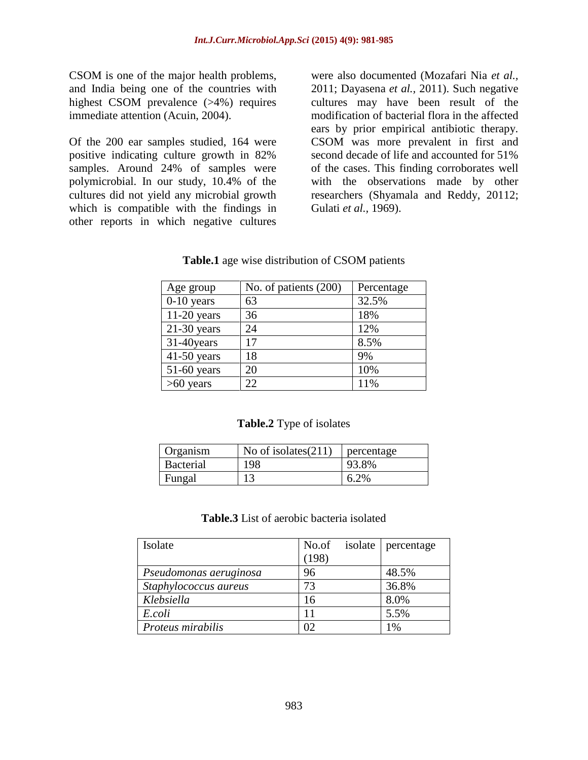CSOM is one of the major health problems, and India being one of the countries with highest CSOM prevalence (>4%) requires immediate attention (Acuin, 2004).

Of the 200 ear samples studied, 164 were positive indicating culture growth in 82% samples. Around 24% of samples were polymicrobial. In our study, 10.4% of the cultures did not yield any microbial growth which is compatible with the findings in other reports in which negative cultures were also documented (Mozafari Nia *et al.,* 2011; Dayasena *et al.,* 2011). Such negative cultures may have been result of the modification of bacterial flora in the affected ears by prior empirical antibiotic therapy. CSOM was more prevalent in first and second decade of life and accounted for 51% of the cases. This finding corroborates well with the observations made by other researchers (Shyamala and Reddy, 20112; Gulati *et al.,* 1969).

**Table.1** age wise distribution of CSOM patients

| Age group | No. of patients (200) | Percentage |
|---|---|---|
| 0-10 years | 63 | 32.5% |
| 11-20 years | 36 | 18% |
| 21-30 years | 24 | 12% |
| 31-40years | 17 | 8.5% |
| 41-50 years | 18 | 9% |
| 51-60 years | 20 | 10% |
| >60 years | 22 | 11% |

**Table.2** Type of isolates

| Organism | No of isolates(211) | percentage |
|---|---|---|
| Bacterial | 198 | 93.8% |
| Fungal | 13 | 6.2% |

**Table.3** List of aerobic bacteria isolated

| Isolate | No.of isolate (198) | percentage |
|---|---|---|
| *Pseudomonas aeruginosa* | 96 | 48.5% |
| *Staphylococcus aureus* | 73 | 36.8% |
| *Klebsiella* | 16 | 8.0% |
| *E.coli* | 11 | 5.5% |
| *Proteus mirabilis* | 02 | 1% |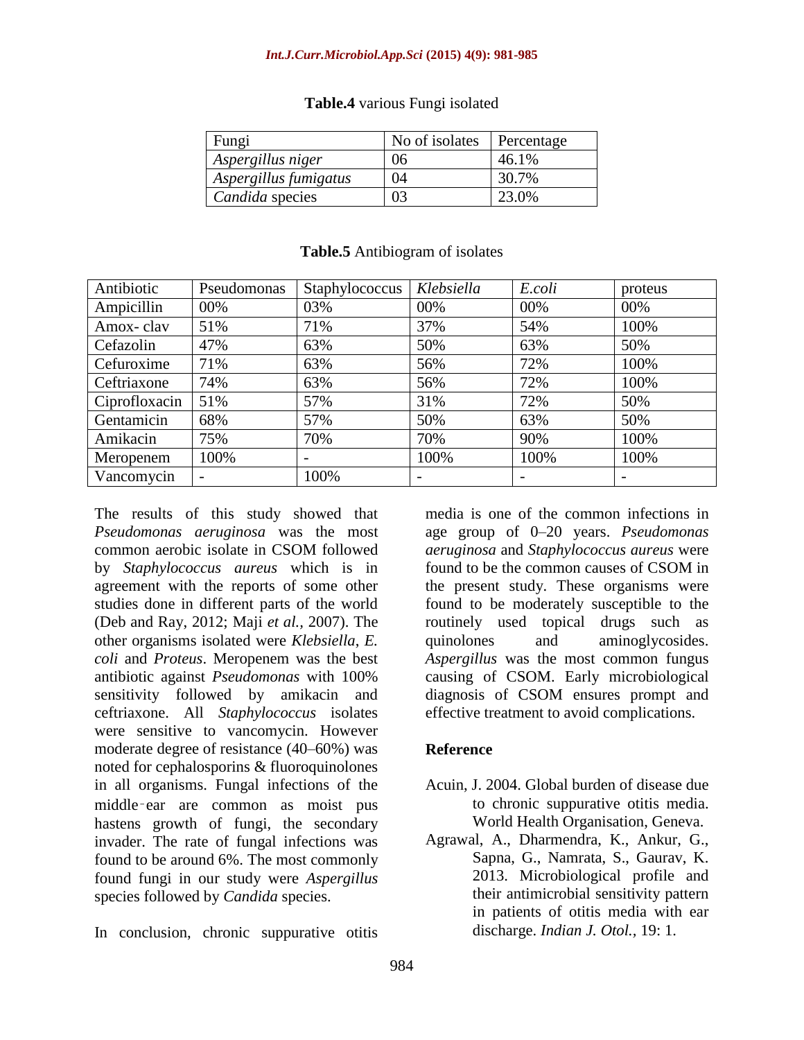**Table.4** various Fungi isolated

| Fungi | No of isolates | Percentage |
|---|---|---|
| *Aspergillus niger* | 06 | 46.1% |
| *Aspergillus fumigatus* | 04 | 30.7% |
| *Candida* species | 03 | 23.0% |

**Table.5** Antibiogram of isolates

| Antibiotic | Pseudomonas | Staphylococcus | *Klebsiella* | *E.coli* | proteus |
|---|---|---|---|---|---|
| Ampicillin | 00% | 03% | 00% | 00% | 00% |
| Amox- clav | 51% | 71% | 37% | 54% | 100% |
| Cefazolin | 47% | 63% | 50% | 63% | 50% |
| Cefuroxime | 71% | 63% | 56% | 72% | 100% |
| Ceftriaxone | 74% | 63% | 56% | 72% | 100% |
| Ciprofloxacin | 51% | 57% | 31% | 72% | 50% |
| Gentamicin | 68% | 57% | 50% | 63% | 50% |
| Amikacin | 75% | 70% | 70% | 90% | 100% |
| Meropenem | 100% | - | 100% | 100% | 100% |
| Vancomycin | - | 100% | - | - | - |

The results of this study showed that *Pseudomonas aeruginosa* was the most common aerobic isolate in CSOM followed by *Staphylococcus aureus* which is in agreement with the reports of some other studies done in different parts of the world (Deb and Ray, 2012; Maji *et al.,* 2007). The other organisms isolated were *Klebsiella*, *E. coli* and *Proteus*. Meropenem was the best antibiotic against *Pseudomonas* with 100% sensitivity followed by amikacin and ceftriaxone. All *Staphylococcus* isolates were sensitive to vancomycin. However moderate degree of resistance (40–60%) was noted for cephalosporins & fluoroquinolones in all organisms. Fungal infections of the middle‑ear are common as moist pus hastens growth of fungi, the secondary invader. The rate of fungal infections was found to be around 6%. The most commonly found fungi in our study were *Aspergillus* species followed by *Candida* species.

In conclusion, chronic suppurative otitis media is one of the common infections in age group of 0–20 years. *Pseudomonas aeruginosa* and *Staphylococcus aureus* were found to be the common causes of CSOM in the present study. These organisms were found to be moderately susceptible to the routinely used topical drugs such as quinolones and aminoglycosides. *Aspergillus* was the most common fungus causing of CSOM. Early microbiological diagnosis of CSOM ensures prompt and effective treatment to avoid complications.

## Reference

Acuin, J. 2004. Global burden of disease due to chronic suppurative otitis media. World Health Organisation, Geneva.

Agrawal, A., Dharmendra, K., Ankur, G., Sapna, G., Namrata, S., Gaurav, K. 2013. Microbiological profile and their antimicrobial sensitivity pattern in patients of otitis media with ear discharge. *Indian J. Otol.,* 19: 1.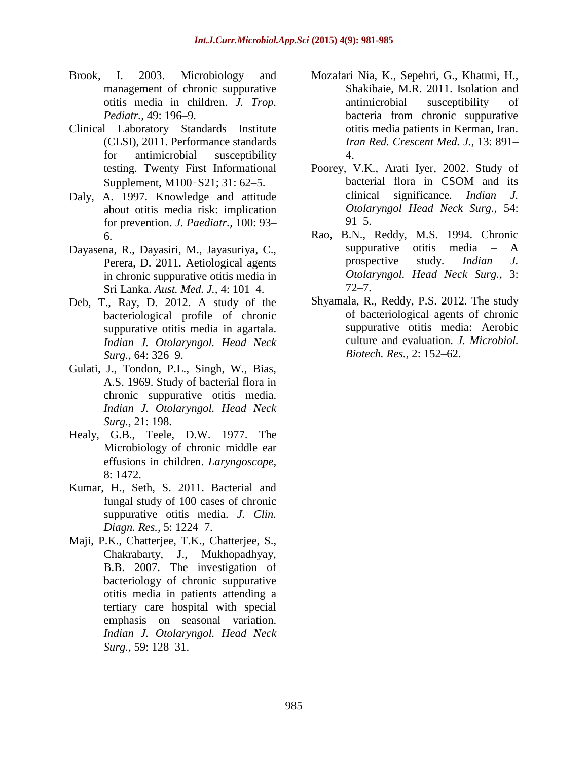Brook, I. 2003. Microbiology and management of chronic suppurative otitis media in children. *J. Trop. Pediatr.,* 49: 196–9.

Clinical Laboratory Standards Institute (CLSI), 2011. Performance standards for antimicrobial susceptibility testing. Twenty First Informational Supplement, M100‑S21; 31: 62–5.

Daly, A. 1997. Knowledge and attitude about otitis media risk: implication for prevention. *J. Paediatr.,* 100: 93–6.

Dayasena, R., Dayasiri, M., Jayasuriya, C., Perera, D. 2011. Aetiological agents in chronic suppurative otitis media in Sri Lanka. *Aust. Med. J.,* 4: 101–4.

Deb, T., Ray, D. 2012. A study of the bacteriological profile of chronic suppurative otitis media in agartala. *Indian J. Otolaryngol. Head Neck Surg.,* 64: 326–9.

Gulati, J., Tondon, P.L., Singh, W., Bias, A.S. 1969. Study of bacterial flora in chronic suppurative otitis media. *Indian J. Otolaryngol. Head Neck Surg.,* 21: 198.

Healy, G.B., Teele, D.W. 1977. The Microbiology of chronic middle ear effusions in children. *Laryngoscope,* 8: 1472.

Kumar, H., Seth, S. 2011. Bacterial and fungal study of 100 cases of chronic suppurative otitis media. *J. Clin. Diagn. Res.,* 5: 1224–7.

Maji, P.K., Chatterjee, T.K., Chatterjee, S., Chakrabarty, J., Mukhopadhyay, B.B. 2007. The investigation of bacteriology of chronic suppurative otitis media in patients attending a tertiary care hospital with special emphasis on seasonal variation. *Indian J. Otolaryngol. Head Neck Surg.,* 59: 128–31.

Mozafari Nia, K., Sepehri, G., Khatmi, H., Shakibaie, M.R. 2011. Isolation and antimicrobial susceptibility of bacteria from chronic suppurative otitis media patients in Kerman, Iran. *Iran Red. Crescent Med. J.,* 13: 891–4.

Poorey, V.K., Arati Iyer, 2002. Study of bacterial flora in CSOM and its clinical significance. *Indian J. Otolaryngol Head Neck Surg.,* 54: 91–5.

Rao, B.N., Reddy, M.S. 1994. Chronic suppurative otitis media – A prospective study. *Indian J. Otolaryngol. Head Neck Surg.,* 3: 72–7.

Shyamala, R., Reddy, P.S. 2012. The study of bacteriological agents of chronic suppurative otitis media: Aerobic culture and evaluation. *J. Microbiol. Biotech. Res.,* 2: 152–62.